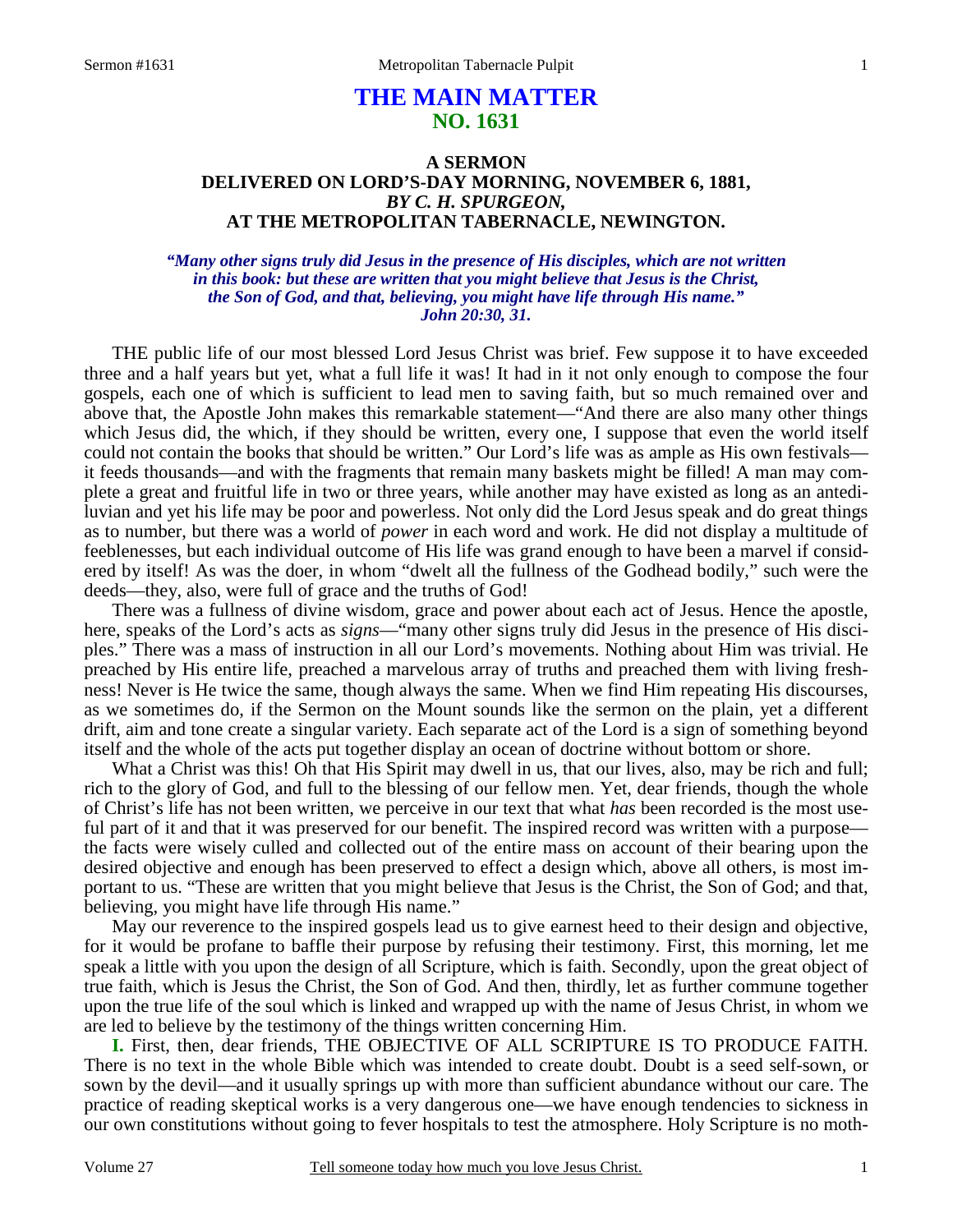# THE MAIN MATTER
## NO. 1631

### A SERMON
### DELIVERED ON LORD'S-DAY MORNING, NOVEMBER 6, 1881,
### *BY C. H. SPURGEON,*
### AT THE METROPOLITAN TABERNACLE, NEWINGTON.

***"Many other signs truly did Jesus in the presence of His disciples, which are not written in this book: but these are written that you might believe that Jesus is the Christ, the Son of God, and that, believing, you might have life through His name." John 20:30, 31.***

THE public life of our most blessed Lord Jesus Christ was brief. Few suppose it to have exceeded three and a half years but yet, what a full life it was! It had in it not only enough to compose the four gospels, each one of which is sufficient to lead men to saving faith, but so much remained over and above that, the Apostle John makes this remarkable statement—"And there are also many other things which Jesus did, the which, if they should be written, every one, I suppose that even the world itself could not contain the books that should be written." Our Lord's life was as ample as His own festivals—it feeds thousands—and with the fragments that remain many baskets might be filled! A man may complete a great and fruitful life in two or three years, while another may have existed as long as an antediluvian and yet his life may be poor and powerless. Not only did the Lord Jesus speak and do great things as to number, but there was a world of *power* in each word and work. He did not display a multitude of feeblenesses, but each individual outcome of His life was grand enough to have been a marvel if considered by itself! As was the doer, in whom "dwelt all the fullness of the Godhead bodily," such were the deeds—they, also, were full of grace and the truths of God!

There was a fullness of divine wisdom, grace and power about each act of Jesus. Hence the apostle, here, speaks of the Lord's acts as *signs*—"many other signs truly did Jesus in the presence of His disciples." There was a mass of instruction in all our Lord's movements. Nothing about Him was trivial. He preached by His entire life, preached a marvelous array of truths and preached them with living freshness! Never is He twice the same, though always the same. When we find Him repeating His discourses, as we sometimes do, if the Sermon on the Mount sounds like the sermon on the plain, yet a different drift, aim and tone create a singular variety. Each separate act of the Lord is a sign of something beyond itself and the whole of the acts put together display an ocean of doctrine without bottom or shore.

What a Christ was this! Oh that His Spirit may dwell in us, that our lives, also, may be rich and full; rich to the glory of God, and full to the blessing of our fellow men. Yet, dear friends, though the whole of Christ's life has not been written, we perceive in our text that what *has* been recorded is the most useful part of it and that it was preserved for our benefit. The inspired record was written with a purpose—the facts were wisely culled and collected out of the entire mass on account of their bearing upon the desired objective and enough has been preserved to effect a design which, above all others, is most important to us. "These are written that you might believe that Jesus is the Christ, the Son of God; and that, believing, you might have life through His name."

May our reverence to the inspired gospels lead us to give earnest heed to their design and objective, for it would be profane to baffle their purpose by refusing their testimony. First, this morning, let me speak a little with you upon the design of all Scripture, which is faith. Secondly, upon the great object of true faith, which is Jesus the Christ, the Son of God. And then, thirdly, let as further commune together upon the true life of the soul which is linked and wrapped up with the name of Jesus Christ, in whom we are led to believe by the testimony of the things written concerning Him.

**I.** First, then, dear friends, THE OBJECTIVE OF ALL SCRIPTURE IS TO PRODUCE FAITH. There is no text in the whole Bible which was intended to create doubt. Doubt is a seed self-sown, or sown by the devil—and it usually springs up with more than sufficient abundance without our care. The practice of reading skeptical works is a very dangerous one—we have enough tendencies to sickness in our own constitutions without going to fever hospitals to test the atmosphere. Holy Scripture is no moth-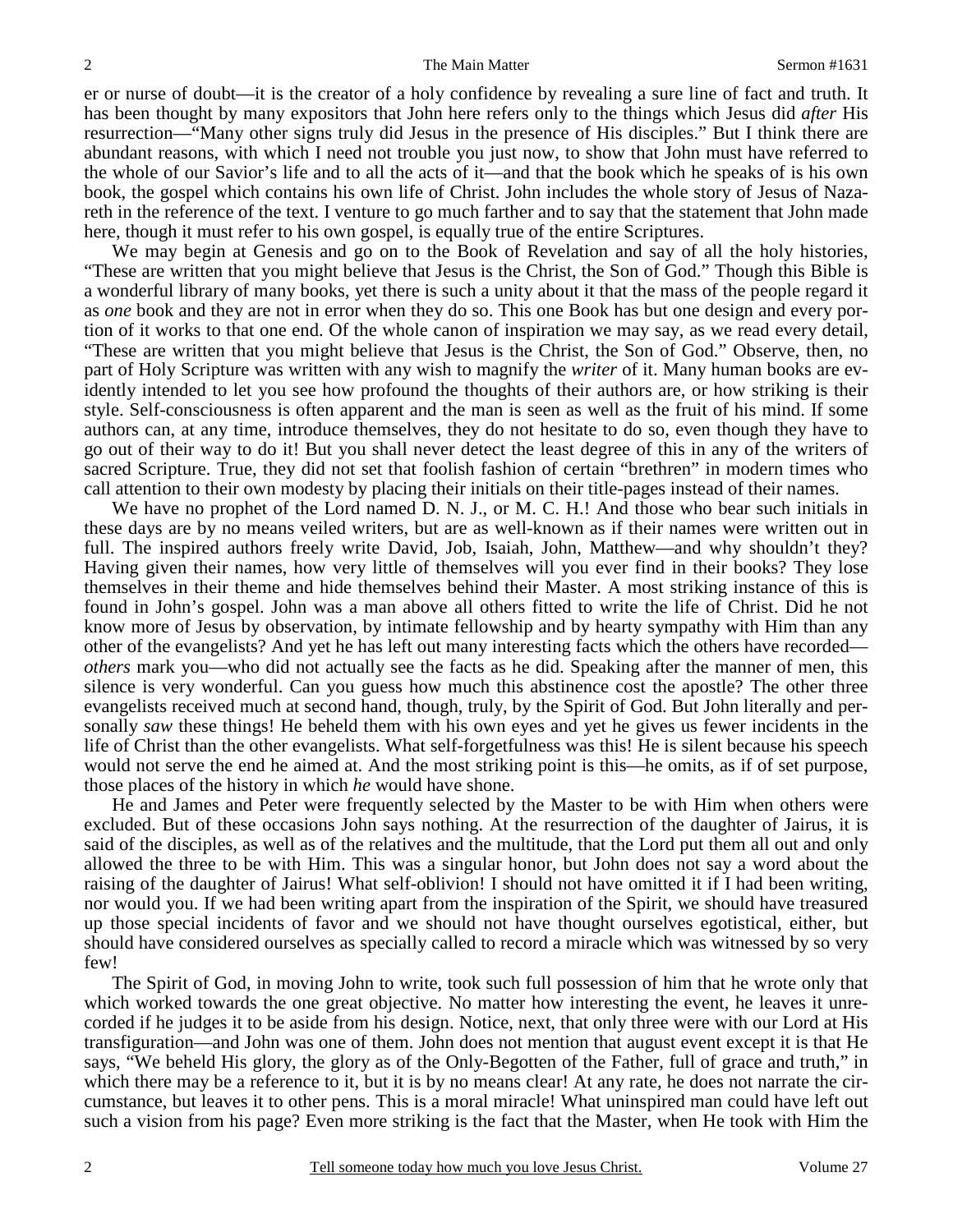er or nurse of doubt—it is the creator of a holy confidence by revealing a sure line of fact and truth. It has been thought by many expositors that John here refers only to the things which Jesus did *after* His resurrection—"Many other signs truly did Jesus in the presence of His disciples." But I think there are abundant reasons, with which I need not trouble you just now, to show that John must have referred to the whole of our Savior's life and to all the acts of it—and that the book which he speaks of is his own book, the gospel which contains his own life of Christ. John includes the whole story of Jesus of Nazareth in the reference of the text. I venture to go much farther and to say that the statement that John made here, though it must refer to his own gospel, is equally true of the entire Scriptures.

We may begin at Genesis and go on to the Book of Revelation and say of all the holy histories, "These are written that you might believe that Jesus is the Christ, the Son of God." Though this Bible is a wonderful library of many books, yet there is such a unity about it that the mass of the people regard it as *one* book and they are not in error when they do so. This one Book has but one design and every portion of it works to that one end. Of the whole canon of inspiration we may say, as we read every detail, "These are written that you might believe that Jesus is the Christ, the Son of God." Observe, then, no part of Holy Scripture was written with any wish to magnify the *writer* of it. Many human books are evidently intended to let you see how profound the thoughts of their authors are, or how striking is their style. Self-consciousness is often apparent and the man is seen as well as the fruit of his mind. If some authors can, at any time, introduce themselves, they do not hesitate to do so, even though they have to go out of their way to do it! But you shall never detect the least degree of this in any of the writers of sacred Scripture. True, they did not set that foolish fashion of certain "brethren" in modern times who call attention to their own modesty by placing their initials on their title-pages instead of their names.

We have no prophet of the Lord named D. N. J., or M. C. H.! And those who bear such initials in these days are by no means veiled writers, but are as well-known as if their names were written out in full. The inspired authors freely write David, Job, Isaiah, John, Matthew—and why shouldn't they? Having given their names, how very little of themselves will you ever find in their books? They lose themselves in their theme and hide themselves behind their Master. A most striking instance of this is found in John's gospel. John was a man above all others fitted to write the life of Christ. Did he not know more of Jesus by observation, by intimate fellowship and by hearty sympathy with Him than any other of the evangelists? And yet he has left out many interesting facts which the others have recorded—*others* mark you—who did not actually see the facts as he did. Speaking after the manner of men, this silence is very wonderful. Can you guess how much this abstinence cost the apostle? The other three evangelists received much at second hand, though, truly, by the Spirit of God. But John literally and personally *saw* these things! He beheld them with his own eyes and yet he gives us fewer incidents in the life of Christ than the other evangelists. What self-forgetfulness was this! He is silent because his speech would not serve the end he aimed at. And the most striking point is this—he omits, as if of set purpose, those places of the history in which *he* would have shone.

He and James and Peter were frequently selected by the Master to be with Him when others were excluded. But of these occasions John says nothing. At the resurrection of the daughter of Jairus, it is said of the disciples, as well as of the relatives and the multitude, that the Lord put them all out and only allowed the three to be with Him. This was a singular honor, but John does not say a word about the raising of the daughter of Jairus! What self-oblivion! I should not have omitted it if I had been writing, nor would you. If we had been writing apart from the inspiration of the Spirit, we should have treasured up those special incidents of favor and we should not have thought ourselves egotistical, either, but should have considered ourselves as specially called to record a miracle which was witnessed by so very few!

The Spirit of God, in moving John to write, took such full possession of him that he wrote only that which worked towards the one great objective. No matter how interesting the event, he leaves it unrecorded if he judges it to be aside from his design. Notice, next, that only three were with our Lord at His transfiguration—and John was one of them. John does not mention that august event except it is that He says, "We beheld His glory, the glory as of the Only-Begotten of the Father, full of grace and truth," in which there may be a reference to it, but it is by no means clear! At any rate, he does not narrate the circumstance, but leaves it to other pens. This is a moral miracle! What uninspired man could have left out such a vision from his page? Even more striking is the fact that the Master, when He took with Him the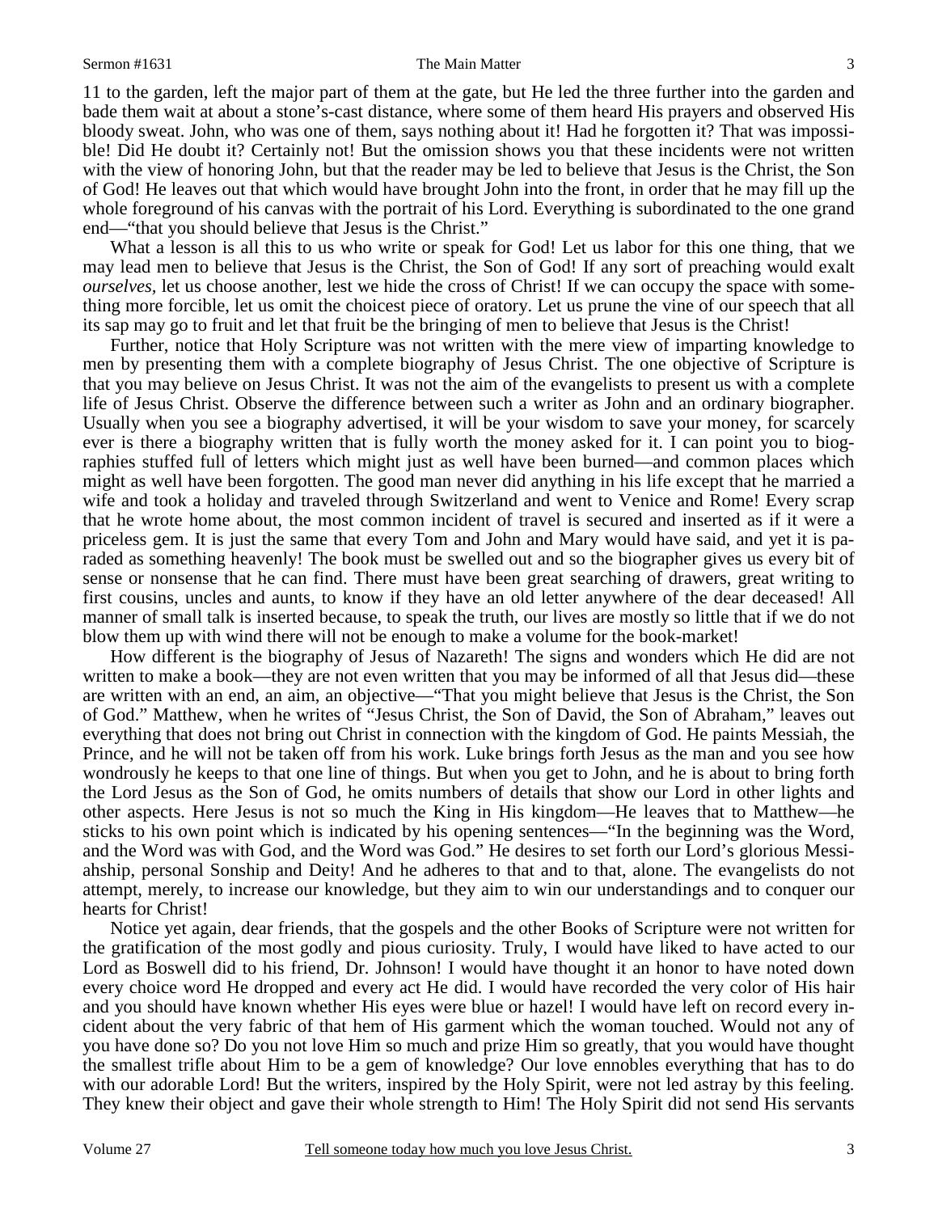11 to the garden, left the major part of them at the gate, but He led the three further into the garden and bade them wait at about a stone's-cast distance, where some of them heard His prayers and observed His bloody sweat. John, who was one of them, says nothing about it! Had he forgotten it? That was impossible! Did He doubt it? Certainly not! But the omission shows you that these incidents were not written with the view of honoring John, but that the reader may be led to believe that Jesus is the Christ, the Son of God! He leaves out that which would have brought John into the front, in order that he may fill up the whole foreground of his canvas with the portrait of his Lord. Everything is subordinated to the one grand end—"that you should believe that Jesus is the Christ."

What a lesson is all this to us who write or speak for God! Let us labor for this one thing, that we may lead men to believe that Jesus is the Christ, the Son of God! If any sort of preaching would exalt *ourselves*, let us choose another, lest we hide the cross of Christ! If we can occupy the space with something more forcible, let us omit the choicest piece of oratory. Let us prune the vine of our speech that all its sap may go to fruit and let that fruit be the bringing of men to believe that Jesus is the Christ!

Further, notice that Holy Scripture was not written with the mere view of imparting knowledge to men by presenting them with a complete biography of Jesus Christ. The one objective of Scripture is that you may believe on Jesus Christ. It was not the aim of the evangelists to present us with a complete life of Jesus Christ. Observe the difference between such a writer as John and an ordinary biographer. Usually when you see a biography advertised, it will be your wisdom to save your money, for scarcely ever is there a biography written that is fully worth the money asked for it. I can point you to biographies stuffed full of letters which might just as well have been burned—and common places which might as well have been forgotten. The good man never did anything in his life except that he married a wife and took a holiday and traveled through Switzerland and went to Venice and Rome! Every scrap that he wrote home about, the most common incident of travel is secured and inserted as if it were a priceless gem. It is just the same that every Tom and John and Mary would have said, and yet it is paraded as something heavenly! The book must be swelled out and so the biographer gives us every bit of sense or nonsense that he can find. There must have been great searching of drawers, great writing to first cousins, uncles and aunts, to know if they have an old letter anywhere of the dear deceased! All manner of small talk is inserted because, to speak the truth, our lives are mostly so little that if we do not blow them up with wind there will not be enough to make a volume for the book-market!

How different is the biography of Jesus of Nazareth! The signs and wonders which He did are not written to make a book—they are not even written that you may be informed of all that Jesus did—these are written with an end, an aim, an objective—"That you might believe that Jesus is the Christ, the Son of God." Matthew, when he writes of "Jesus Christ, the Son of David, the Son of Abraham," leaves out everything that does not bring out Christ in connection with the kingdom of God. He paints Messiah, the Prince, and he will not be taken off from his work. Luke brings forth Jesus as the man and you see how wondrously he keeps to that one line of things. But when you get to John, and he is about to bring forth the Lord Jesus as the Son of God, he omits numbers of details that show our Lord in other lights and other aspects. Here Jesus is not so much the King in His kingdom—He leaves that to Matthew—he sticks to his own point which is indicated by his opening sentences—"In the beginning was the Word, and the Word was with God, and the Word was God." He desires to set forth our Lord's glorious Messiahship, personal Sonship and Deity! And he adheres to that and to that, alone. The evangelists do not attempt, merely, to increase our knowledge, but they aim to win our understandings and to conquer our hearts for Christ!

Notice yet again, dear friends, that the gospels and the other Books of Scripture were not written for the gratification of the most godly and pious curiosity. Truly, I would have liked to have acted to our Lord as Boswell did to his friend, Dr. Johnson! I would have thought it an honor to have noted down every choice word He dropped and every act He did. I would have recorded the very color of His hair and you should have known whether His eyes were blue or hazel! I would have left on record every incident about the very fabric of that hem of His garment which the woman touched. Would not any of you have done so? Do you not love Him so much and prize Him so greatly, that you would have thought the smallest trifle about Him to be a gem of knowledge? Our love ennobles everything that has to do with our adorable Lord! But the writers, inspired by the Holy Spirit, were not led astray by this feeling. They knew their object and gave their whole strength to Him! The Holy Spirit did not send His servants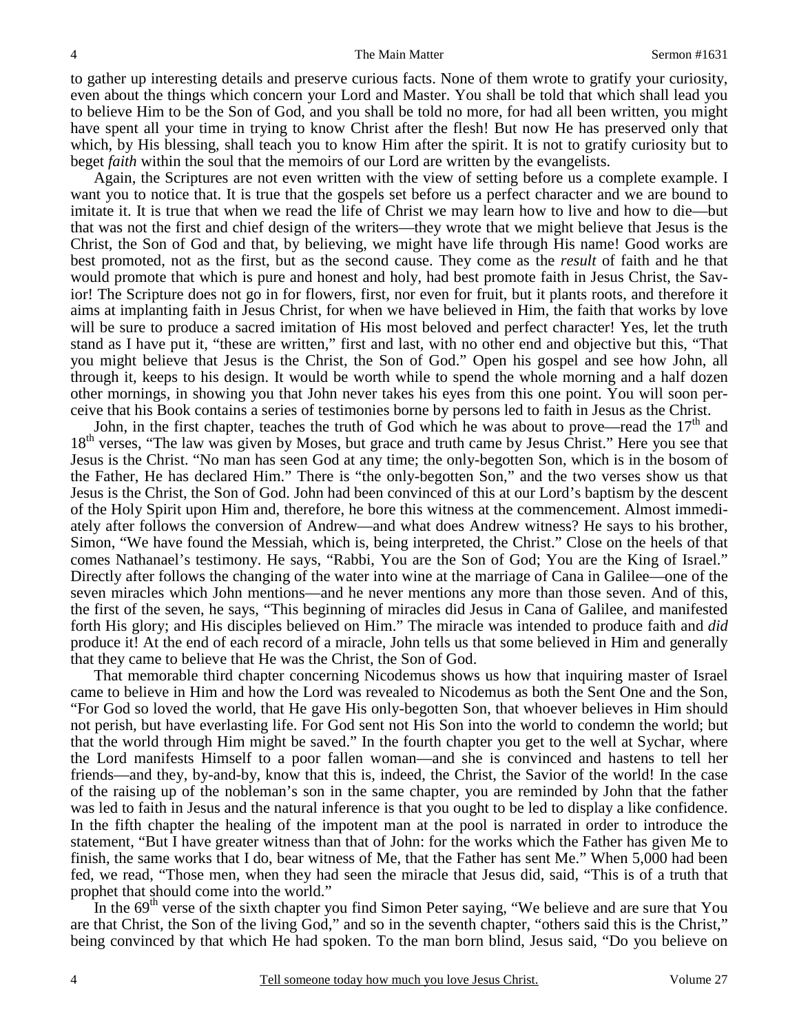to gather up interesting details and preserve curious facts. None of them wrote to gratify your curiosity, even about the things which concern your Lord and Master. You shall be told that which shall lead you to believe Him to be the Son of God, and you shall be told no more, for had all been written, you might have spent all your time in trying to know Christ after the flesh! But now He has preserved only that which, by His blessing, shall teach you to know Him after the spirit. It is not to gratify curiosity but to beget *faith* within the soul that the memoirs of our Lord are written by the evangelists.

Again, the Scriptures are not even written with the view of setting before us a complete example. I want you to notice that. It is true that the gospels set before us a perfect character and we are bound to imitate it. It is true that when we read the life of Christ we may learn how to live and how to die—but that was not the first and chief design of the writers—they wrote that we might believe that Jesus is the Christ, the Son of God and that, by believing, we might have life through His name! Good works are best promoted, not as the first, but as the second cause. They come as the *result* of faith and he that would promote that which is pure and honest and holy, had best promote faith in Jesus Christ, the Savior! The Scripture does not go in for flowers, first, nor even for fruit, but it plants roots, and therefore it aims at implanting faith in Jesus Christ, for when we have believed in Him, the faith that works by love will be sure to produce a sacred imitation of His most beloved and perfect character! Yes, let the truth stand as I have put it, "these are written," first and last, with no other end and objective but this, "That you might believe that Jesus is the Christ, the Son of God." Open his gospel and see how John, all through it, keeps to his design. It would be worth while to spend the whole morning and a half dozen other mornings, in showing you that John never takes his eyes from this one point. You will soon perceive that his Book contains a series of testimonies borne by persons led to faith in Jesus as the Christ.

John, in the first chapter, teaches the truth of God which he was about to prove—read the 17th and 18th verses, "The law was given by Moses, but grace and truth came by Jesus Christ." Here you see that Jesus is the Christ. "No man has seen God at any time; the only-begotten Son, which is in the bosom of the Father, He has declared Him." There is "the only-begotten Son," and the two verses show us that Jesus is the Christ, the Son of God. John had been convinced of this at our Lord's baptism by the descent of the Holy Spirit upon Him and, therefore, he bore this witness at the commencement. Almost immediately after follows the conversion of Andrew—and what does Andrew witness? He says to his brother, Simon, "We have found the Messiah, which is, being interpreted, the Christ." Close on the heels of that comes Nathanael's testimony. He says, "Rabbi, You are the Son of God; You are the King of Israel." Directly after follows the changing of the water into wine at the marriage of Cana in Galilee—one of the seven miracles which John mentions—and he never mentions any more than those seven. And of this, the first of the seven, he says, "This beginning of miracles did Jesus in Cana of Galilee, and manifested forth His glory; and His disciples believed on Him." The miracle was intended to produce faith and *did* produce it! At the end of each record of a miracle, John tells us that some believed in Him and generally that they came to believe that He was the Christ, the Son of God.

That memorable third chapter concerning Nicodemus shows us how that inquiring master of Israel came to believe in Him and how the Lord was revealed to Nicodemus as both the Sent One and the Son, "For God so loved the world, that He gave His only-begotten Son, that whoever believes in Him should not perish, but have everlasting life. For God sent not His Son into the world to condemn the world; but that the world through Him might be saved." In the fourth chapter you get to the well at Sychar, where the Lord manifests Himself to a poor fallen woman—and she is convinced and hastens to tell her friends—and they, by-and-by, know that this is, indeed, the Christ, the Savior of the world! In the case of the raising up of the nobleman's son in the same chapter, you are reminded by John that the father was led to faith in Jesus and the natural inference is that you ought to be led to display a like confidence. In the fifth chapter the healing of the impotent man at the pool is narrated in order to introduce the statement, "But I have greater witness than that of John: for the works which the Father has given Me to finish, the same works that I do, bear witness of Me, that the Father has sent Me." When 5,000 had been fed, we read, "Those men, when they had seen the miracle that Jesus did, said, "This is of a truth that prophet that should come into the world."

In the 69th verse of the sixth chapter you find Simon Peter saying, "We believe and are sure that You are that Christ, the Son of the living God," and so in the seventh chapter, "others said this is the Christ," being convinced by that which He had spoken. To the man born blind, Jesus said, "Do you believe on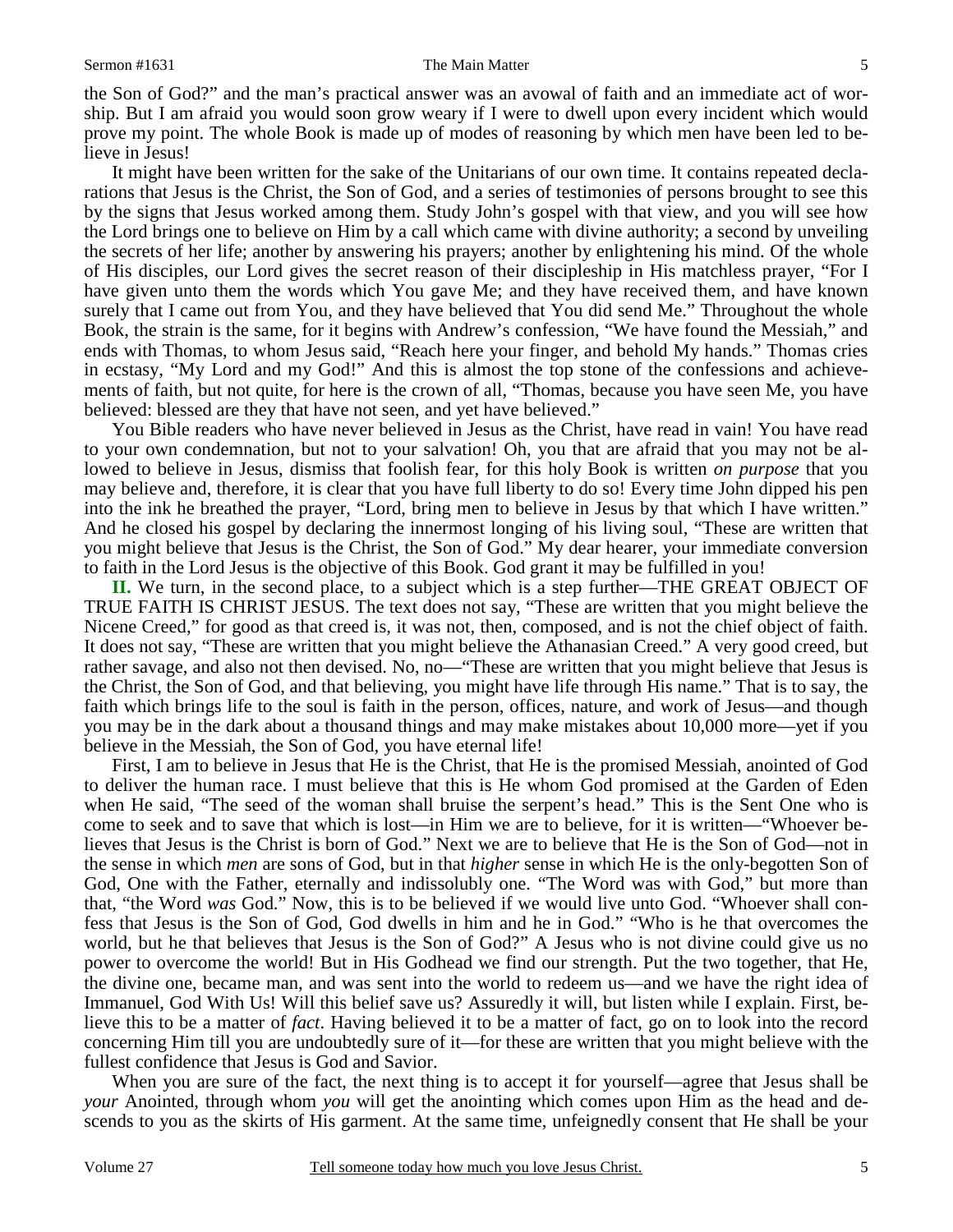the Son of God?" and the man's practical answer was an avowal of faith and an immediate act of worship. But I am afraid you would soon grow weary if I were to dwell upon every incident which would prove my point. The whole Book is made up of modes of reasoning by which men have been led to believe in Jesus!

It might have been written for the sake of the Unitarians of our own time. It contains repeated declarations that Jesus is the Christ, the Son of God, and a series of testimonies of persons brought to see this by the signs that Jesus worked among them. Study John's gospel with that view, and you will see how the Lord brings one to believe on Him by a call which came with divine authority; a second by unveiling the secrets of her life; another by answering his prayers; another by enlightening his mind. Of the whole of His disciples, our Lord gives the secret reason of their discipleship in His matchless prayer, "For I have given unto them the words which You gave Me; and they have received them, and have known surely that I came out from You, and they have believed that You did send Me." Throughout the whole Book, the strain is the same, for it begins with Andrew's confession, "We have found the Messiah," and ends with Thomas, to whom Jesus said, "Reach here your finger, and behold My hands." Thomas cries in ecstasy, "My Lord and my God!" And this is almost the top stone of the confessions and achievements of faith, but not quite, for here is the crown of all, "Thomas, because you have seen Me, you have believed: blessed are they that have not seen, and yet have believed."

You Bible readers who have never believed in Jesus as the Christ, have read in vain! You have read to your own condemnation, but not to your salvation! Oh, you that are afraid that you may not be allowed to believe in Jesus, dismiss that foolish fear, for this holy Book is written *on purpose* that you may believe and, therefore, it is clear that you have full liberty to do so! Every time John dipped his pen into the ink he breathed the prayer, "Lord, bring men to believe in Jesus by that which I have written." And he closed his gospel by declaring the innermost longing of his living soul, "These are written that you might believe that Jesus is the Christ, the Son of God." My dear hearer, your immediate conversion to faith in the Lord Jesus is the objective of this Book. God grant it may be fulfilled in you!

**II.** We turn, in the second place, to a subject which is a step further—THE GREAT OBJECT OF TRUE FAITH IS CHRIST JESUS. The text does not say, "These are written that you might believe the Nicene Creed," for good as that creed is, it was not, then, composed, and is not the chief object of faith. It does not say, "These are written that you might believe the Athanasian Creed." A very good creed, but rather savage, and also not then devised. No, no—"These are written that you might believe that Jesus is the Christ, the Son of God, and that believing, you might have life through His name." That is to say, the faith which brings life to the soul is faith in the person, offices, nature, and work of Jesus—and though you may be in the dark about a thousand things and may make mistakes about 10,000 more—yet if you believe in the Messiah, the Son of God, you have eternal life!

First, I am to believe in Jesus that He is the Christ, that He is the promised Messiah, anointed of God to deliver the human race. I must believe that this is He whom God promised at the Garden of Eden when He said, "The seed of the woman shall bruise the serpent's head." This is the Sent One who is come to seek and to save that which is lost—in Him we are to believe, for it is written—"Whoever believes that Jesus is the Christ is born of God." Next we are to believe that He is the Son of God—not in the sense in which *men* are sons of God, but in that *higher* sense in which He is the only-begotten Son of God, One with the Father, eternally and indissolubly one. "The Word was with God," but more than that, "the Word *was* God." Now, this is to be believed if we would live unto God. "Whoever shall confess that Jesus is the Son of God, God dwells in him and he in God." "Who is he that overcomes the world, but he that believes that Jesus is the Son of God?" A Jesus who is not divine could give us no power to overcome the world! But in His Godhead we find our strength. Put the two together, that He, the divine one, became man, and was sent into the world to redeem us—and we have the right idea of Immanuel, God With Us! Will this belief save us? Assuredly it will, but listen while I explain. First, believe this to be a matter of *fact*. Having believed it to be a matter of fact, go on to look into the record concerning Him till you are undoubtedly sure of it—for these are written that you might believe with the fullest confidence that Jesus is God and Savior.

When you are sure of the fact, the next thing is to accept it for yourself—agree that Jesus shall be *your* Anointed, through whom *you* will get the anointing which comes upon Him as the head and descends to you as the skirts of His garment. At the same time, unfeignedly consent that He shall be your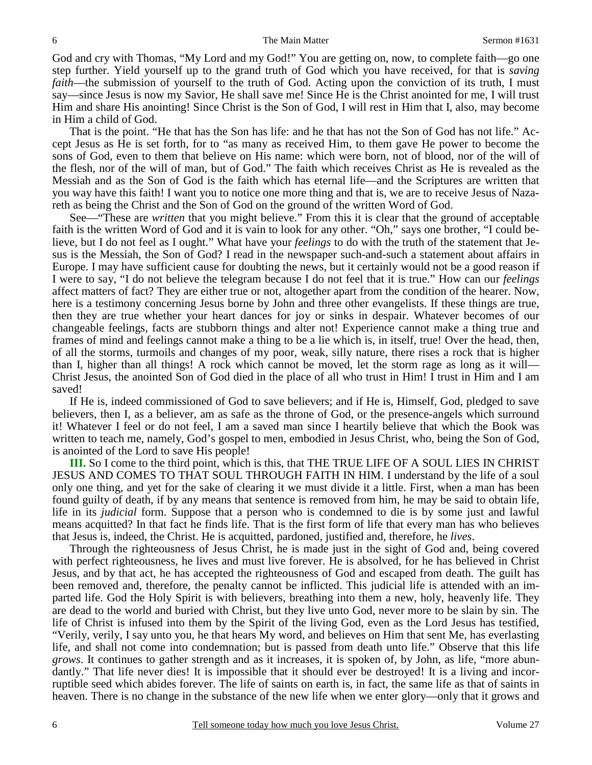God and cry with Thomas, "My Lord and my God!" You are getting on, now, to complete faith—go one step further. Yield yourself up to the grand truth of God which you have received, for that is *saving faith*—the submission of yourself to the truth of God. Acting upon the conviction of its truth, I must say—since Jesus is now my Savior, He shall save me! Since He is the Christ anointed for me, I will trust Him and share His anointing! Since Christ is the Son of God, I will rest in Him that I, also, may become in Him a child of God.

That is the point. "He that has the Son has life: and he that has not the Son of God has not life." Accept Jesus as He is set forth, for to "as many as received Him, to them gave He power to become the sons of God, even to them that believe on His name: which were born, not of blood, nor of the will of the flesh, nor of the will of man, but of God." The faith which receives Christ as He is revealed as the Messiah and as the Son of God is the faith which has eternal life—and the Scriptures are written that you way have this faith! I want you to notice one more thing and that is, we are to receive Jesus of Nazareth as being the Christ and the Son of God on the ground of the written Word of God.

See—"These are *written* that you might believe." From this it is clear that the ground of acceptable faith is the written Word of God and it is vain to look for any other. "Oh," says one brother, "I could believe, but I do not feel as I ought." What have your *feelings* to do with the truth of the statement that Jesus is the Messiah, the Son of God? I read in the newspaper such-and-such a statement about affairs in Europe. I may have sufficient cause for doubting the news, but it certainly would not be a good reason if I were to say, "I do not believe the telegram because I do not feel that it is true." How can our *feelings* affect matters of fact? They are either true or not, altogether apart from the condition of the hearer. Now, here is a testimony concerning Jesus borne by John and three other evangelists. If these things are true, then they are true whether your heart dances for joy or sinks in despair. Whatever becomes of our changeable feelings, facts are stubborn things and alter not! Experience cannot make a thing true and frames of mind and feelings cannot make a thing to be a lie which is, in itself, true! Over the head, then, of all the storms, turmoils and changes of my poor, weak, silly nature, there rises a rock that is higher than I, higher than all things! A rock which cannot be moved, let the storm rage as long as it will—Christ Jesus, the anointed Son of God died in the place of all who trust in Him! I trust in Him and I am saved!

If He is, indeed commissioned of God to save believers; and if He is, Himself, God, pledged to save believers, then I, as a believer, am as safe as the throne of God, or the presence-angels which surround it! Whatever I feel or do not feel, I am a saved man since I heartily believe that which the Book was written to teach me, namely, God's gospel to men, embodied in Jesus Christ, who, being the Son of God, is anointed of the Lord to save His people!

**III.** So I come to the third point, which is this, that THE TRUE LIFE OF A SOUL LIES IN CHRIST JESUS AND COMES TO THAT SOUL THROUGH FAITH IN HIM. I understand by the life of a soul only one thing, and yet for the sake of clearing it we must divide it a little. First, when a man has been found guilty of death, if by any means that sentence is removed from him, he may be said to obtain life, life in its *judicial* form. Suppose that a person who is condemned to die is by some just and lawful means acquitted? In that fact he finds life. That is the first form of life that every man has who believes that Jesus is, indeed, the Christ. He is acquitted, pardoned, justified and, therefore, he *lives*.

Through the righteousness of Jesus Christ, he is made just in the sight of God and, being covered with perfect righteousness, he lives and must live forever. He is absolved, for he has believed in Christ Jesus, and by that act, he has accepted the righteousness of God and escaped from death. The guilt has been removed and, therefore, the penalty cannot be inflicted. This judicial life is attended with an imparted life. God the Holy Spirit is with believers, breathing into them a new, holy, heavenly life. They are dead to the world and buried with Christ, but they live unto God, never more to be slain by sin. The life of Christ is infused into them by the Spirit of the living God, even as the Lord Jesus has testified, "Verily, verily, I say unto you, he that hears My word, and believes on Him that sent Me, has everlasting life, and shall not come into condemnation; but is passed from death unto life." Observe that this life *grows*. It continues to gather strength and as it increases, it is spoken of, by John, as life, "more abundantly." That life never dies! It is impossible that it should ever be destroyed! It is a living and incorruptible seed which abides forever. The life of saints on earth is, in fact, the same life as that of saints in heaven. There is no change in the substance of the new life when we enter glory—only that it grows and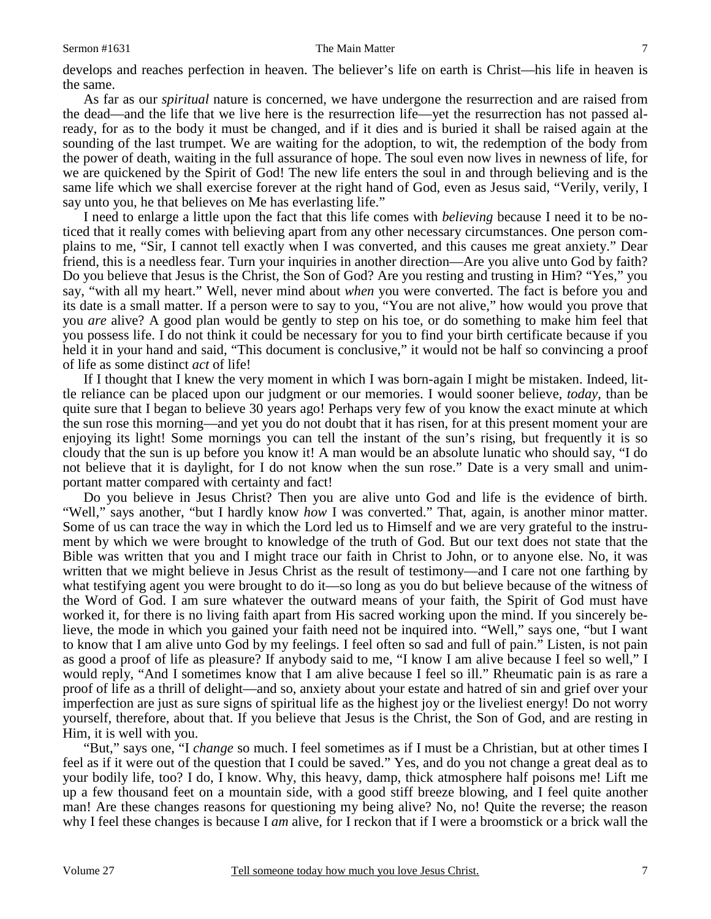develops and reaches perfection in heaven. The believer's life on earth is Christ—his life in heaven is the same.

As far as our *spiritual* nature is concerned, we have undergone the resurrection and are raised from the dead—and the life that we live here is the resurrection life—yet the resurrection has not passed already, for as to the body it must be changed, and if it dies and is buried it shall be raised again at the sounding of the last trumpet. We are waiting for the adoption, to wit, the redemption of the body from the power of death, waiting in the full assurance of hope. The soul even now lives in newness of life, for we are quickened by the Spirit of God! The new life enters the soul in and through believing and is the same life which we shall exercise forever at the right hand of God, even as Jesus said, "Verily, verily, I say unto you, he that believes on Me has everlasting life."

I need to enlarge a little upon the fact that this life comes with *believing* because I need it to be noticed that it really comes with believing apart from any other necessary circumstances. One person complains to me, "Sir, I cannot tell exactly when I was converted, and this causes me great anxiety." Dear friend, this is a needless fear. Turn your inquiries in another direction—Are you alive unto God by faith? Do you believe that Jesus is the Christ, the Son of God? Are you resting and trusting in Him? "Yes," you say, "with all my heart." Well, never mind about *when* you were converted. The fact is before you and its date is a small matter. If a person were to say to you, "You are not alive," how would you prove that you *are* alive? A good plan would be gently to step on his toe, or do something to make him feel that you possess life. I do not think it could be necessary for you to find your birth certificate because if you held it in your hand and said, "This document is conclusive," it would not be half so convincing a proof of life as some distinct *act* of life!

If I thought that I knew the very moment in which I was born-again I might be mistaken. Indeed, little reliance can be placed upon our judgment or our memories. I would sooner believe, *today*, than be quite sure that I began to believe 30 years ago! Perhaps very few of you know the exact minute at which the sun rose this morning—and yet you do not doubt that it has risen, for at this present moment your are enjoying its light! Some mornings you can tell the instant of the sun's rising, but frequently it is so cloudy that the sun is up before you know it! A man would be an absolute lunatic who should say, "I do not believe that it is daylight, for I do not know when the sun rose." Date is a very small and unimportant matter compared with certainty and fact!

Do you believe in Jesus Christ? Then you are alive unto God and life is the evidence of birth. "Well," says another, "but I hardly know *how* I was converted." That, again, is another minor matter. Some of us can trace the way in which the Lord led us to Himself and we are very grateful to the instrument by which we were brought to knowledge of the truth of God. But our text does not state that the Bible was written that you and I might trace our faith in Christ to John, or to anyone else. No, it was written that we might believe in Jesus Christ as the result of testimony—and I care not one farthing by what testifying agent you were brought to do it—so long as you do but believe because of the witness of the Word of God. I am sure whatever the outward means of your faith, the Spirit of God must have worked it, for there is no living faith apart from His sacred working upon the mind. If you sincerely believe, the mode in which you gained your faith need not be inquired into. "Well," says one, "but I want to know that I am alive unto God by my feelings. I feel often so sad and full of pain." Listen, is not pain as good a proof of life as pleasure? If anybody said to me, "I know I am alive because I feel so well," I would reply, "And I sometimes know that I am alive because I feel so ill." Rheumatic pain is as rare a proof of life as a thrill of delight—and so, anxiety about your estate and hatred of sin and grief over your imperfection are just as sure signs of spiritual life as the highest joy or the liveliest energy! Do not worry yourself, therefore, about that. If you believe that Jesus is the Christ, the Son of God, and are resting in Him, it is well with you.

"But," says one, "I *change* so much. I feel sometimes as if I must be a Christian, but at other times I feel as if it were out of the question that I could be saved." Yes, and do you not change a great deal as to your bodily life, too? I do, I know. Why, this heavy, damp, thick atmosphere half poisons me! Lift me up a few thousand feet on a mountain side, with a good stiff breeze blowing, and I feel quite another man! Are these changes reasons for questioning my being alive? No, no! Quite the reverse; the reason why I feel these changes is because I *am* alive, for I reckon that if I were a broomstick or a brick wall the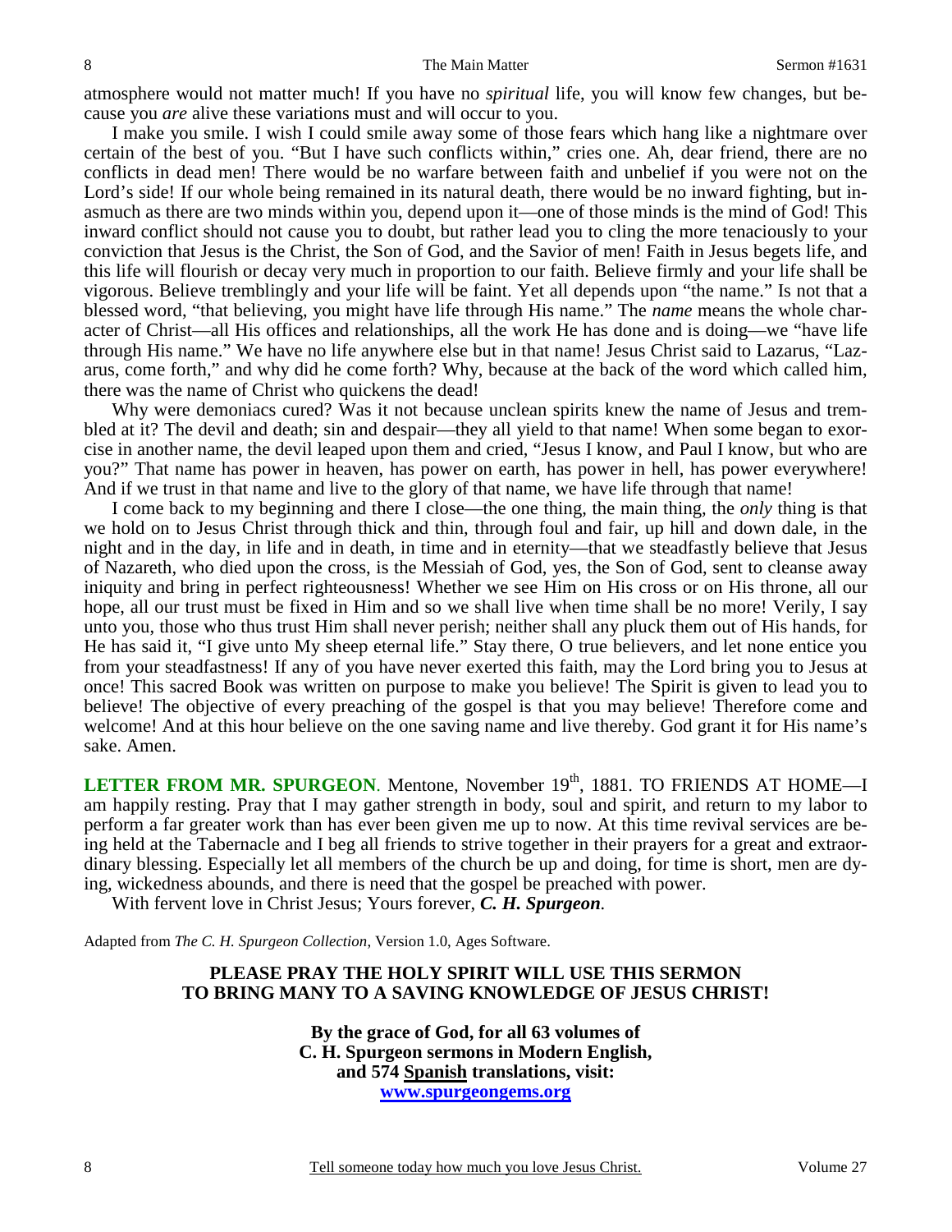atmosphere would not matter much! If you have no *spiritual* life, you will know few changes, but because you *are* alive these variations must and will occur to you.

I make you smile. I wish I could smile away some of those fears which hang like a nightmare over certain of the best of you. "But I have such conflicts within," cries one. Ah, dear friend, there are no conflicts in dead men! There would be no warfare between faith and unbelief if you were not on the Lord's side! If our whole being remained in its natural death, there would be no inward fighting, but inasmuch as there are two minds within you, depend upon it—one of those minds is the mind of God! This inward conflict should not cause you to doubt, but rather lead you to cling the more tenaciously to your conviction that Jesus is the Christ, the Son of God, and the Savior of men! Faith in Jesus begets life, and this life will flourish or decay very much in proportion to our faith. Believe firmly and your life shall be vigorous. Believe tremblingly and your life will be faint. Yet all depends upon "the name." Is not that a blessed word, "that believing, you might have life through His name." The *name* means the whole character of Christ—all His offices and relationships, all the work He has done and is doing—we "have life through His name." We have no life anywhere else but in that name! Jesus Christ said to Lazarus, "Lazarus, come forth," and why did he come forth? Why, because at the back of the word which called him, there was the name of Christ who quickens the dead!

Why were demoniacs cured? Was it not because unclean spirits knew the name of Jesus and trembled at it? The devil and death; sin and despair—they all yield to that name! When some began to exorcise in another name, the devil leaped upon them and cried, "Jesus I know, and Paul I know, but who are you?" That name has power in heaven, has power on earth, has power in hell, has power everywhere! And if we trust in that name and live to the glory of that name, we have life through that name!

I come back to my beginning and there I close—the one thing, the main thing, the *only* thing is that we hold on to Jesus Christ through thick and thin, through foul and fair, up hill and down dale, in the night and in the day, in life and in death, in time and in eternity—that we steadfastly believe that Jesus of Nazareth, who died upon the cross, is the Messiah of God, yes, the Son of God, sent to cleanse away iniquity and bring in perfect righteousness! Whether we see Him on His cross or on His throne, all our hope, all our trust must be fixed in Him and so we shall live when time shall be no more! Verily, I say unto you, those who thus trust Him shall never perish; neither shall any pluck them out of His hands, for He has said it, "I give unto My sheep eternal life." Stay there, O true believers, and let none entice you from your steadfastness! If any of you have never exerted this faith, may the Lord bring you to Jesus at once! This sacred Book was written on purpose to make you believe! The Spirit is given to lead you to believe! The objective of every preaching of the gospel is that you may believe! Therefore come and welcome! And at this hour believe on the one saving name and live thereby. God grant it for His name's sake. Amen.

**LETTER FROM MR. SPURGEON**. Mentone, November 19th, 1881. TO FRIENDS AT HOME—I am happily resting. Pray that I may gather strength in body, soul and spirit, and return to my labor to perform a far greater work than has ever been given me up to now. At this time revival services are being held at the Tabernacle and I beg all friends to strive together in their prayers for a great and extraordinary blessing. Especially let all members of the church be up and doing, for time is short, men are dying, wickedness abounds, and there is need that the gospel be preached with power.

With fervent love in Christ Jesus; Yours forever, ***C. H. Spurgeon***.

Adapted from *The C. H. Spurgeon Collection*, Version 1.0, Ages Software.

**PLEASE PRAY THE HOLY SPIRIT WILL USE THIS SERMON TO BRING MANY TO A SAVING KNOWLEDGE OF JESUS CHRIST!**

**By the grace of God, for all 63 volumes of C. H. Spurgeon sermons in Modern English, and 574 Spanish translations, visit: www.spurgeongems.org**